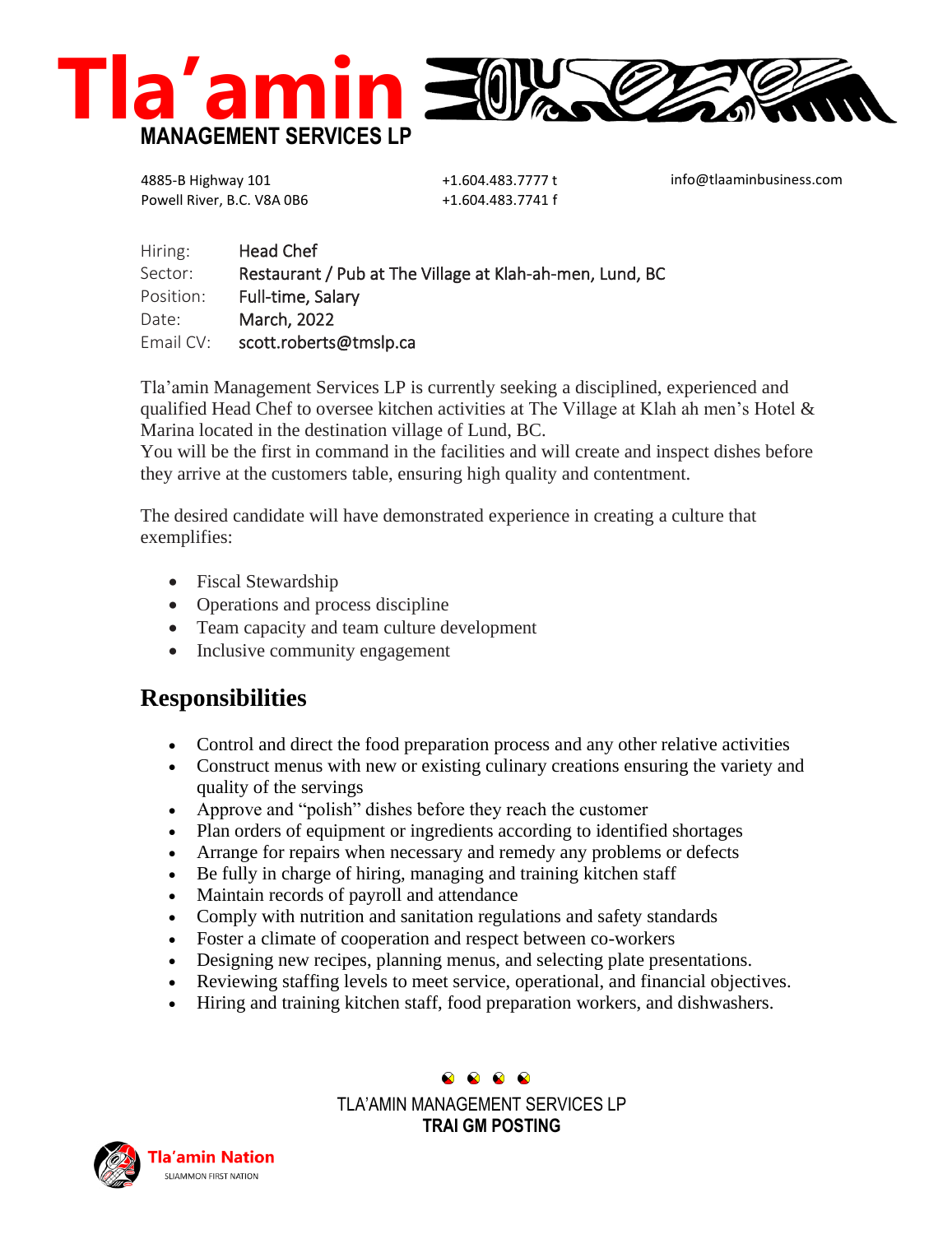# Tla'amin MANAGEMENT SERVICES LP

4885-B Highway 101
Powell River, B.C. V8A 0B6

+1.604.483.7777 t
+1.604.483.7741 f

info@tlaaminbusiness.com

| | |
|---|---|
| Hiring: | Head Chef |
| Sector: | Restaurant / Pub at The Village at Klah-ah-men, Lund, BC |
| Position: | Full-time, Salary |
| Date: | March, 2022 |
| Email CV: | scott.roberts@tmslp.ca |

Tla'amin Management Services LP is currently seeking a disciplined, experienced and qualified Head Chef to oversee kitchen activities at The Village at Klah ah men's Hotel & Marina located in the destination village of Lund, BC.
You will be the first in command in the facilities and will create and inspect dishes before they arrive at the customers table, ensuring high quality and contentment.

The desired candidate will have demonstrated experience in creating a culture that exemplifies:

- Fiscal Stewardship
- Operations and process discipline
- Team capacity and team culture development
- Inclusive community engagement

## Responsibilities

- Control and direct the food preparation process and any other relative activities
- Construct menus with new or existing culinary creations ensuring the variety and quality of the servings
- Approve and "polish" dishes before they reach the customer
- Plan orders of equipment or ingredients according to identified shortages
- Arrange for repairs when necessary and remedy any problems or defects
- Be fully in charge of hiring, managing and training kitchen staff
- Maintain records of payroll and attendance
- Comply with nutrition and sanitation regulations and safety standards
- Foster a climate of cooperation and respect between co-workers
- Designing new recipes, planning menus, and selecting plate presentations.
- Reviewing staffing levels to meet service, operational, and financial objectives.
- Hiring and training kitchen staff, food preparation workers, and dishwashers.

TLA'AMIN MANAGEMENT SERVICES LP
**TRAI GM POSTING**

Tla'amin Nation
SLIAMMON FIRST NATION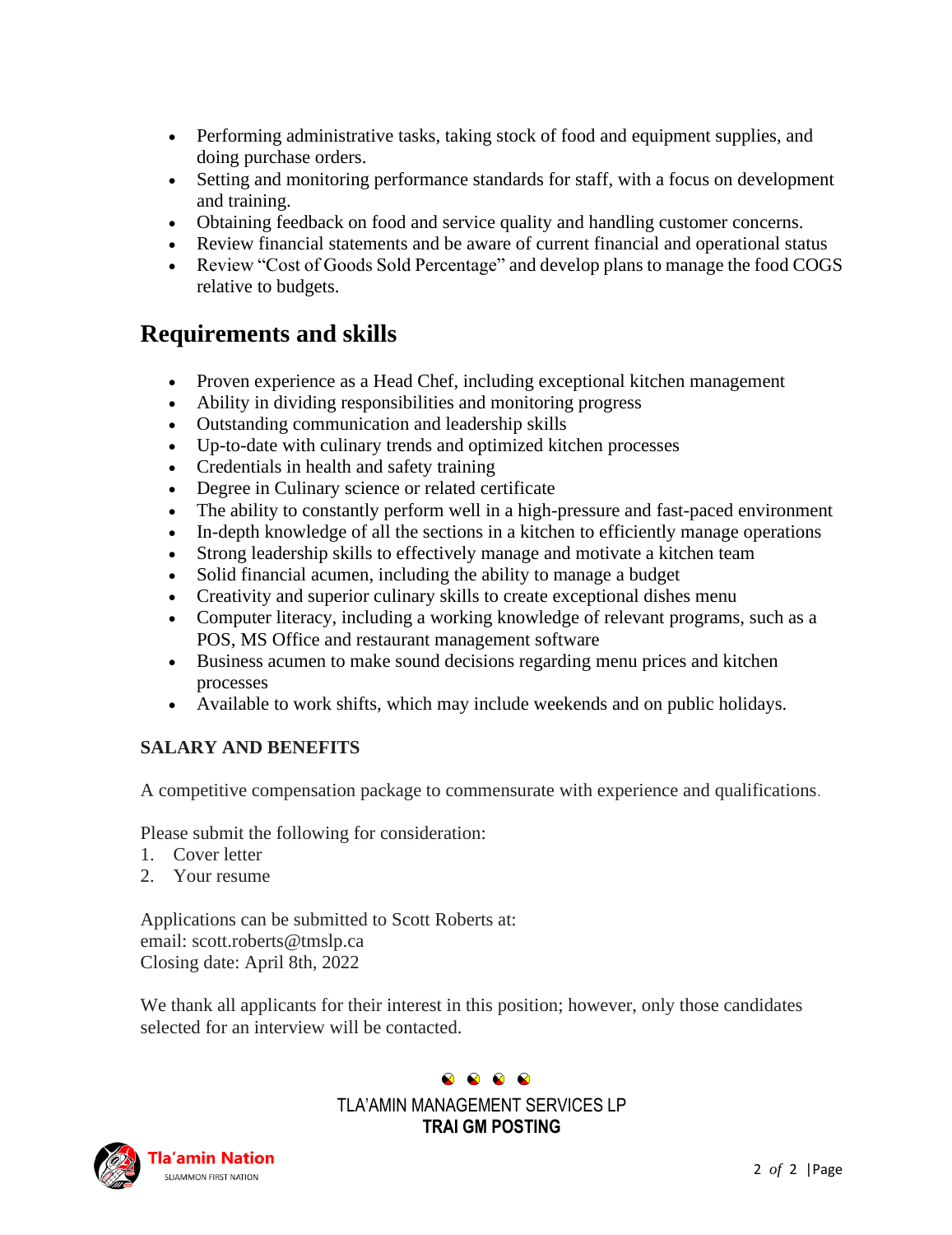- Performing administrative tasks, taking stock of food and equipment supplies, and doing purchase orders.
- Setting and monitoring performance standards for staff, with a focus on development and training.
- Obtaining feedback on food and service quality and handling customer concerns.
- Review financial statements and be aware of current financial and operational status
- Review "Cost of Goods Sold Percentage" and develop plans to manage the food COGS relative to budgets.

## Requirements and skills

- Proven experience as a Head Chef, including exceptional kitchen management
- Ability in dividing responsibilities and monitoring progress
- Outstanding communication and leadership skills
- Up-to-date with culinary trends and optimized kitchen processes
- Credentials in health and safety training
- Degree in Culinary science or related certificate
- The ability to constantly perform well in a high-pressure and fast-paced environment
- In-depth knowledge of all the sections in a kitchen to efficiently manage operations
- Strong leadership skills to effectively manage and motivate a kitchen team
- Solid financial acumen, including the ability to manage a budget
- Creativity and superior culinary skills to create exceptional dishes menu
- Computer literacy, including a working knowledge of relevant programs, such as a POS, MS Office and restaurant management software
- Business acumen to make sound decisions regarding menu prices and kitchen processes
- Available to work shifts, which may include weekends and on public holidays.

**SALARY AND BENEFITS**

A competitive compensation package to commensurate with experience and qualifications.

Please submit the following for consideration:

1. Cover letter
2. Your resume

Applications can be submitted to Scott Roberts at:
email: scott.roberts@tmslp.ca
Closing date: April 8th, 2022

We thank all applicants for their interest in this position; however, only those candidates selected for an interview will be contacted.